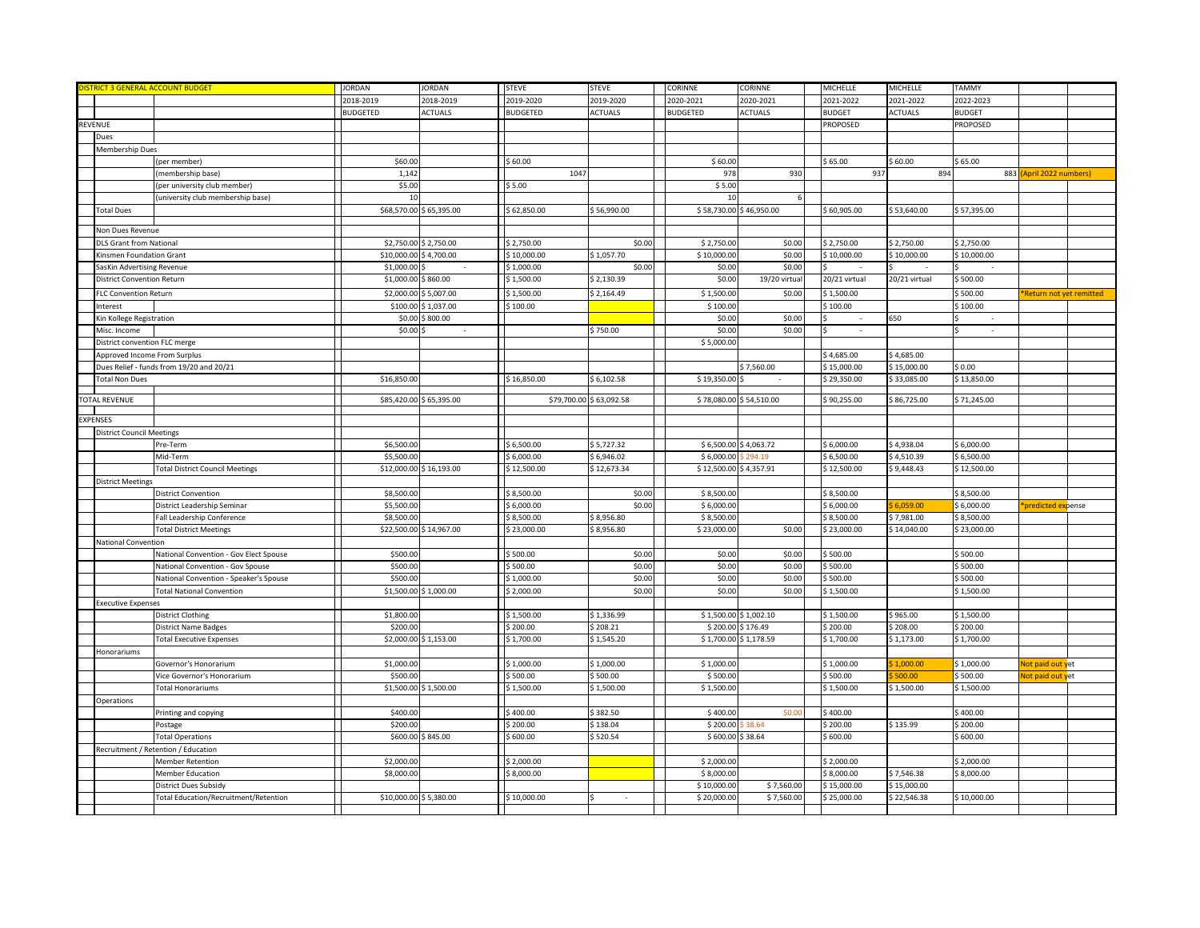| DISTRICT 3 GENERAL ACCOUNT BUDGET | | | JORDAN | JORDAN | STEVE | STEVE | CORINNE | CORINNE | MICHELLE | MICHELLE | TAMMY | | |
|---|---|---|---|---|---|---|---|---|---|---|---|---|---|
| | | | 2018-2019 | 2018-2019 | 2019-2020 | 2019-2020 | 2020-2021 | 2020-2021 | 2021-2022 | 2021-2022 | 2022-2023 | | |
| | | | BUDGETED | ACTUALS | BUDGETED | ACTUALS | BUDGETED | ACTUALS | BUDGET | ACTUALS | BUDGET | | |
| REVENUE | | | | | | | | | PROPOSED | | PROPOSED | | |
| | Dues | | | | | | | | | | | | |
| | Membership Dues | | | | | | | | | | | | |
| | | (per member) | $60.00 | | $ 60.00 | | $ 60.00 | | $ 65.00 | $ 60.00 | $ 65.00 | | |
| | | (membership base) | 1,142 | | 1047 | | 978 | 930 | 937 | 894 | 883 | (April 2022 numbers) | |
| | | (per university club member) | $5.00 | | $ 5.00 | | $ 5.00 | | | | | | |
| | | (university club membership base) | 10 | | | | 10 | 6 | | | | | |
| | Total Dues | | $68,570.00 | $ 65,395.00 | $ 62,850.00 | $ 56,990.00 | $ 58,730.00 | $ 46,950.00 | $ 60,905.00 | $ 53,640.00 | $ 57,395.00 | | |
| | Non Dues Revenue | | | | | | | | | | | | |
| | DLS Grant from National | | $2,750.00 | $ 2,750.00 | $ 2,750.00 | $0.00 | $ 2,750.00 | $0.00 | $ 2,750.00 | $ 2,750.00 | $ 2,750.00 | | |
| | Kinsmen Foundation Grant | | $10,000.00 | $ 4,700.00 | $ 10,000.00 | $ 1,057.70 | $ 10,000.00 | $0.00 | $ 10,000.00 | $ 10,000.00 | $ 10,000.00 | | |
| | SasKin Advertising Revenue | | $1,000.00 | $ - | $ 1,000.00 | $0.00 | $0.00 | $0.00 | $ - | $ - | $ - | | |
| | District Convention Return | | $1,000.00 | $ 860.00 | $ 1,500.00 | $ 2,130.39 | $0.00 | 19/20 virtual | 20/21 virtual | 20/21 virtual | $ 500.00 | | |
| | FLC Convention Return | | $2,000.00 | $ 5,007.00 | $ 1,500.00 | $ 2,164.49 | $ 1,500.00 | $0.00 | $ 1,500.00 | | $ 500.00 | *Return not yet remitted | |
| | Interest | | $100.00 | $ 1,037.00 | $ 100.00 | | $ 100.00 | | $ 100.00 | | $ 100.00 | | |
| | Kin Kollege Registration | | $0.00 | $ 800.00 | | | $0.00 | $0.00 | $ - | 650 | $ - | | |
| | Misc. Income | | $0.00 | $ - | | $ 750.00 | $0.00 | $0.00 | $ - | | $ - | | |
| | District convention FLC merge | | | | | | $ 5,000.00 | | | | | | |
| | Approved Income From Surplus | | | | | | | | $ 4,685.00 | $ 4,685.00 | | | |
| | Dues Relief - funds from 19/20 and 20/21 | | | | | | | $ 7,560.00 | $ 15,000.00 | $ 15,000.00 | $ 0.00 | | |
| | Total Non Dues | | $16,850.00 | | $ 16,850.00 | $ 6,102.58 | $ 19,350.00 | $ - | $ 29,350.00 | $ 33,085.00 | $ 13,850.00 | | |
| TOTAL REVENUE | | | $85,420.00 | $ 65,395.00 | $79,700.00 | $ 63,092.58 | $ 78,080.00 | $ 54,510.00 | $ 90,255.00 | $ 86,725.00 | $ 71,245.00 | | |
| EXPENSES | | | | | | | | | | | | | |
| | District Council Meetings | | | | | | | | | | | | |
| | | Pre-Term | $6,500.00 | | $ 6,500.00 | $ 5,727.32 | $ 6,500.00 | $ 4,063.72 | $ 6,000.00 | $ 4,938.04 | $ 6,000.00 | | |
| | | Mid-Term | $5,500.00 | | $ 6,000.00 | $ 6,946.02 | $ 6,000.00 | $ 294.19 | $ 6,500.00 | $ 4,510.39 | $ 6,500.00 | | |
| | | Total District Council Meetings | $12,000.00 | $ 16,193.00 | $ 12,500.00 | $ 12,673.34 | $ 12,500.00 | $ 4,357.91 | $ 12,500.00 | $ 9,448.43 | $ 12,500.00 | | |
| | District Meetings | | | | | | | | | | | | |
| | | District Convention | $8,500.00 | | $ 8,500.00 | $0.00 | $ 8,500.00 | | $ 8,500.00 | | $ 8,500.00 | | |
| | | District Leadership Seminar | $5,500.00 | | $ 6,000.00 | $0.00 | $ 6,000.00 | | $ 6,000.00 | $ 6,059.00 | $ 6,000.00 | *predicted expense | |
| | | Fall Leadership Conference | $8,500.00 | | $ 8,500.00 | $ 8,956.80 | $ 8,500.00 | | $ 8,500.00 | $ 7,981.00 | $ 8,500.00 | | |
| | | Total District Meetings | $22,500.00 | $ 14,967.00 | $ 23,000.00 | $ 8,956.80 | $ 23,000.00 | $0.00 | $ 23,000.00 | $ 14,040.00 | $ 23,000.00 | | |
| | National Convention | | | | | | | | | | | | |
| | | National Convention - Gov Elect Spouse | $500.00 | | $ 500.00 | $0.00 | $0.00 | $0.00 | $ 500.00 | | $ 500.00 | | |
| | | National Convention - Gov Spouse | $500.00 | | $ 500.00 | $0.00 | $0.00 | $0.00 | $ 500.00 | | $ 500.00 | | |
| | | National Convention - Speaker's Spouse | $500.00 | | $ 1,000.00 | $0.00 | $0.00 | $0.00 | $ 500.00 | | $ 500.00 | | |
| | | Total National Convention | $1,500.00 | $ 1,000.00 | $ 2,000.00 | $0.00 | $0.00 | $0.00 | $ 1,500.00 | | $ 1,500.00 | | |
| | Executive Expenses | | | | | | | | | | | | |
| | | District Clothing | $1,800.00 | | $ 1,500.00 | $ 1,336.99 | $ 1,500.00 | $ 1,002.10 | $ 1,500.00 | $ 965.00 | $ 1,500.00 | | |
| | | District Name Badges | $200.00 | | $ 200.00 | $ 208.21 | $ 200.00 | $ 176.49 | $ 200.00 | $ 208.00 | $ 200.00 | | |
| | | Total Executive Expenses | $2,000.00 | $ 1,153.00 | $ 1,700.00 | $ 1,545.20 | $ 1,700.00 | $ 1,178.59 | $ 1,700.00 | $ 1,173.00 | $ 1,700.00 | | |
| | Honorariums | | | | | | | | | | | | |
| | | Governor's Honorarium | $1,000.00 | | $ 1,000.00 | $ 1,000.00 | $ 1,000.00 | | $ 1,000.00 | $ 1,000.00 | $ 1,000.00 | Not paid out yet | |
| | | Vice Governor's Honorarium | $500.00 | | $ 500.00 | $ 500.00 | $ 500.00 | | $ 500.00 | $ 500.00 | $ 500.00 | Not paid out yet | |
| | | Total Honorariums | $1,500.00 | $ 1,500.00 | $ 1,500.00 | $ 1,500.00 | $ 1,500.00 | | $ 1,500.00 | $ 1,500.00 | $ 1,500.00 | | |
| | Operations | | | | | | | | | | | | |
| | | Printing and copying | $400.00 | | $ 400.00 | $ 382.50 | $ 400.00 | $0.00 | $ 400.00 | | $ 400.00 | | |
| | | Postage | $200.00 | | $ 200.00 | $ 138.04 | $ 200.00 | $ 38.64 | $ 200.00 | $ 135.99 | $ 200.00 | | |
| | | Total Operations | $600.00 | $ 845.00 | $ 600.00 | $ 520.54 | $ 600.00 | $ 38.64 | $ 600.00 | | $ 600.00 | | |
| | Recruitment / Retention / Education | | | | | | | | | | | | |
| | | Member Retention | $2,000.00 | | $ 2,000.00 | | $ 2,000.00 | | $ 2,000.00 | | $ 2,000.00 | | |
| | | Member Education | $8,000.00 | | $ 8,000.00 | | $ 8,000.00 | | $ 8,000.00 | $ 7,546.38 | $ 8,000.00 | | |
| | | District Dues Subsidy | | | | | $ 10,000.00 | $ 7,560.00 | $ 15,000.00 | $ 15,000.00 | | | |
| | | Total Education/Recruitment/Retention | $10,000.00 | $ 5,380.00 | $ 10,000.00 | $ - | $ 20,000.00 | $ 7,560.00 | $ 25,000.00 | $ 22,546.38 | $ 10,000.00 | | |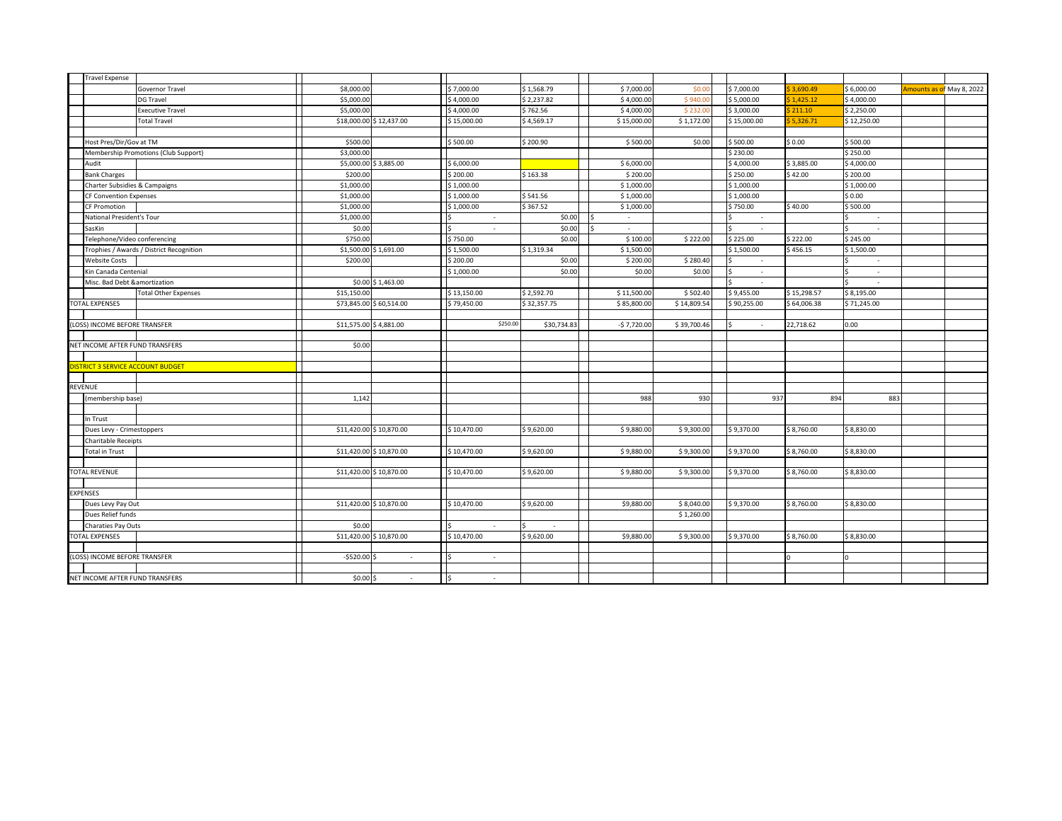| | | | | | | | | | | | | |
|---|---|---|---|---|---|---|---|---|---|---|---|---|
| Travel Expense | | | | | | | | | | | | |
| | Governor Travel | $8,000.00 | | $ 7,000.00 | $ 1,568.79 | $ 7,000.00 | $0.00 | $ 7,000.00 | $ 3,690.49 | $ 6,000.00 | Amounts as of May 8, 2022 | |
| | DG Travel | $5,000.00 | | $ 4,000.00 | $ 2,237.82 | $ 4,000.00 | $ 940.00 | $ 5,000.00 | $ 1,425.12 | $ 4,000.00 | | |
| | Executive Travel | $5,000.00 | | $ 4,000.00 | $ 762.56 | $ 4,000.00 | $ 232.00 | $ 3,000.00 | $ 211.10 | $ 2,250.00 | | |
| | Total Travel | $18,000.00 | $ 12,437.00 | $ 15,000.00 | $ 4,569.17 | $ 15,000.00 | $ 1,172.00 | $ 15,000.00 | $ 5,326.71 | $ 12,250.00 | | |
| | | | | | | | | | | | | |
| Host Pres/Dir/Gov at TM | | $500.00 | | $ 500.00 | $ 200.90 | $ 500.00 | $0.00 | $ 500.00 | $ 0.00 | $ 500.00 | | |
| Membership Promotions (Club Support) | | $3,000.00 | | | | | | $ 230.00 | | $ 250.00 | | |
| Audit | | $5,000.00 | $ 3,885.00 | $ 6,000.00 | | $ 6,000.00 | | $ 4,000.00 | $ 3,885.00 | $ 4,000.00 | | |
| Bank Charges | | $200.00 | | $ 200.00 | $ 163.38 | $ 200.00 | | $ 250.00 | $ 42.00 | $ 200.00 | | |
| Charter Subsidies & Campaigns | | $1,000.00 | | $ 1,000.00 | | $ 1,000.00 | | $ 1,000.00 | | $ 1,000.00 | | |
| CF Convention Expenses | | $1,000.00 | | $ 1,000.00 | $ 541.56 | $ 1,000.00 | | $ 1,000.00 | | $ 0.00 | | |
| CF Promotion | | $1,000.00 | | $ 1,000.00 | $ 367.52 | $ 1,000.00 | | $ 750.00 | $ 40.00 | $ 500.00 | | |
| National President's Tour | | $1,000.00 | | $ - | $0.00 | $ - | | $ - | | $ - | | |
| SasKin | | $0.00 | | $ - | $0.00 | $ - | | $ - | | $ - | | |
| Telephone/Video conferencing | | $750.00 | | $ 750.00 | $0.00 | $ 100.00 | $ 222.00 | $ 225.00 | $ 222.00 | $ 245.00 | | |
| Trophies / Awards / District Recognition | | $1,500.00 | $ 1,691.00 | $ 1,500.00 | $ 1,319.34 | $ 1,500.00 | | $ 1,500.00 | $ 456.15 | $ 1,500.00 | | |
| Website Costs | | $200.00 | | $ 200.00 | $0.00 | $ 200.00 | $ 280.40 | $ - | | $ - | | |
| Kin Canada Centenial | | | | $ 1,000.00 | $0.00 | $0.00 | $0.00 | $ - | | $ - | | |
| Misc. Bad Debt &amortization | | | $0.00 $ 1,463.00 | | | | | $ - | | $ - | | |
| | Total Other Expenses | $15,150.00 | | $ 13,150.00 | $ 2,592.70 | $ 11,500.00 | $ 502.40 | $ 9,455.00 | $ 15,298.57 | $ 8,195.00 | | |
| TOTAL EXPENSES | | $73,845.00 | $ 60,514.00 | $ 79,450.00 | $ 32,357.75 | $ 85,800.00 | $ 14,809.54 | $ 90,255.00 | $ 64,006.38 | $ 71,245.00 | | |
| | | | | | | | | | | | | |
| (LOSS) INCOME BEFORE TRANSFER | | $11,575.00 | $ 4,881.00 | $250.00 | $30,734.83 | -$ 7,720.00 | $ 39,700.46 | $ - | 22,718.62 | 0.00 | | |
| | | | | | | | | | | | | |
| NET INCOME AFTER FUND TRANSFERS | | $0.00 | | | | | | | | | | |
| | | | | | | | | | | | | |
| DISTRICT 3 SERVICE ACCOUNT BUDGET | | | | | | | | | | | | |
| | | | | | | | | | | | | |
| REVENUE | | | | | | | | | | | | |
| (membership base) | | 1,142 | | | | 988 | 930 | 937 | 894 | 883 | | |
| | | | | | | | | | | | | |
| In Trust | | | | | | | | | | | | |
| Dues Levy - Crimestoppers | | $11,420.00 | $ 10,870.00 | $ 10,470.00 | $ 9,620.00 | $ 9,880.00 | $ 9,300.00 | $ 9,370.00 | $ 8,760.00 | $ 8,830.00 | | |
| Charitable Receipts | | | | | | | | | | | | |
| Total in Trust | | $11,420.00 | $ 10,870.00 | $ 10,470.00 | $ 9,620.00 | $ 9,880.00 | $ 9,300.00 | $ 9,370.00 | $ 8,760.00 | $ 8,830.00 | | |
| | | | | | | | | | | | | |
| TOTAL REVENUE | | $11,420.00 | $ 10,870.00 | $ 10,470.00 | $ 9,620.00 | $ 9,880.00 | $ 9,300.00 | $ 9,370.00 | $ 8,760.00 | $ 8,830.00 | | |
| | | | | | | | | | | | | |
| EXPENSES | | | | | | | | | | | | |
| Dues Levy Pay Out | | $11,420.00 | $ 10,870.00 | $ 10,470.00 | $ 9,620.00 | $9,880.00 | $ 8,040.00 | $ 9,370.00 | $ 8,760.00 | $ 8,830.00 | | |
| Dues Relief funds | | | | | | | $ 1,260.00 | | | | | |
| Charaties Pay Outs | | $0.00 | | $ - | $ - | | | | | | | |
| TOTAL EXPENSES | | $11,420.00 | $ 10,870.00 | $ 10,470.00 | $ 9,620.00 | $9,880.00 | $ 9,300.00 | $ 9,370.00 | $ 8,760.00 | $ 8,830.00 | | |
| | | | | | | | | | | | | |
| (LOSS) INCOME BEFORE TRANSFER | | -$520.00 | $ - | $ - | | | | | 0 | 0 | | |
| | | | | | | | | | | | | |
| NET INCOME AFTER FUND TRANSFERS | | $0.00 | $ - | $ - | | | | | | | | |